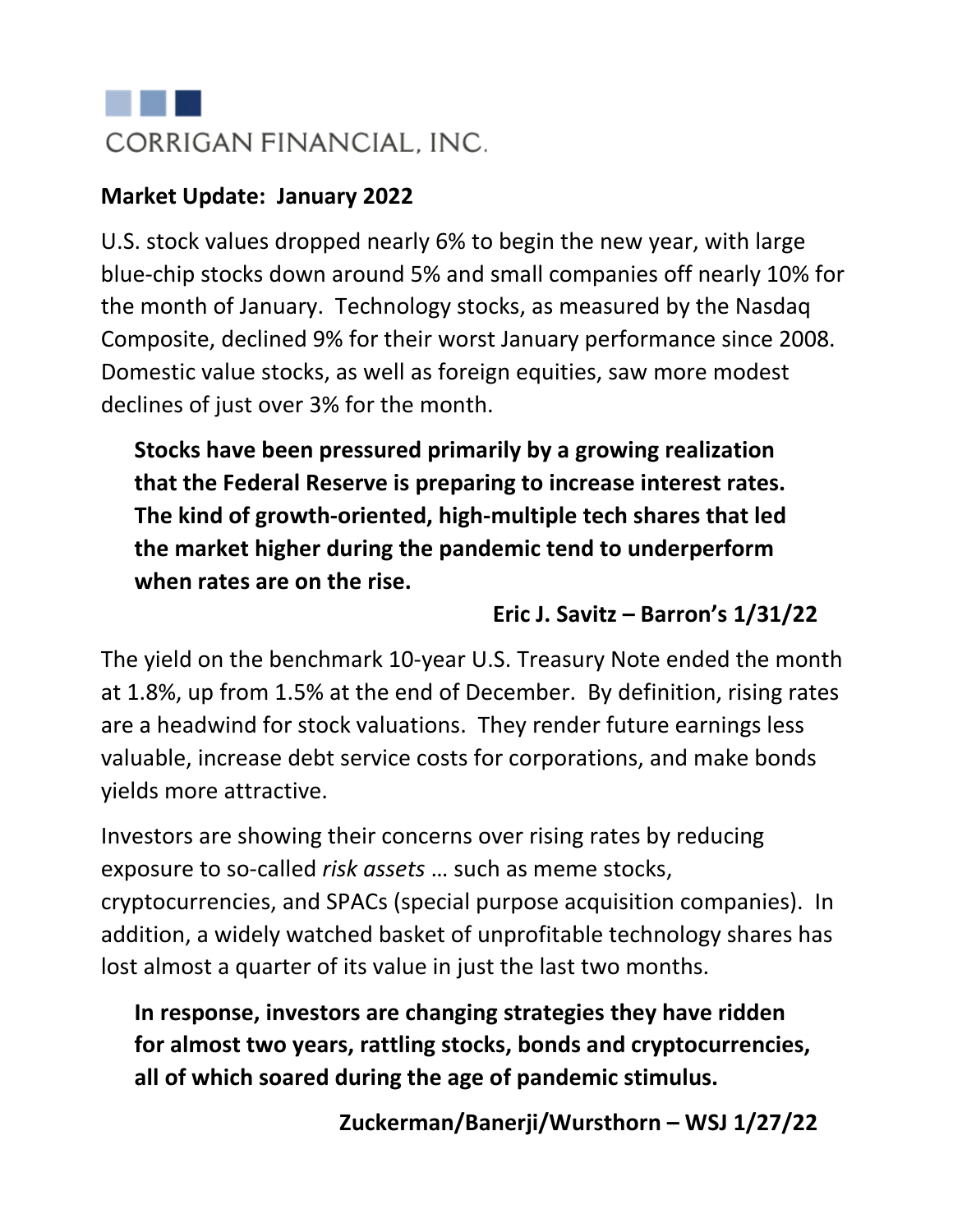CORRIGAN FINANCIAL, INC.

## Market Update: January 2022

U.S. stock values dropped nearly 6% to begin the new year, with large blue-chip stocks down around 5% and small companies off nearly 10% for the month of January. Technology stocks, as measured by the Nasdaq Composite, declined 9% for their worst January performance since 2008. Domestic value stocks, as well as foreign equities, saw more modest declines of just over 3% for the month.

> **Stocks have been pressured primarily by a growing realization that the Federal Reserve is preparing to increase interest rates. The kind of growth-oriented, high-multiple tech shares that led the market higher during the pandemic tend to underperform when rates are on the rise.**
>
> **Eric J. Savitz – Barron's 1/31/22**

The yield on the benchmark 10-year U.S. Treasury Note ended the month at 1.8%, up from 1.5% at the end of December. By definition, rising rates are a headwind for stock valuations. They render future earnings less valuable, increase debt service costs for corporations, and make bonds yields more attractive.

Investors are showing their concerns over rising rates by reducing exposure to so-called *risk assets* … such as meme stocks, cryptocurrencies, and SPACs (special purpose acquisition companies). In addition, a widely watched basket of unprofitable technology shares has lost almost a quarter of its value in just the last two months.

> **In response, investors are changing strategies they have ridden for almost two years, rattling stocks, bonds and cryptocurrencies, all of which soared during the age of pandemic stimulus.**
>
> **Zuckerman/Banerji/Wursthorn – WSJ 1/27/22**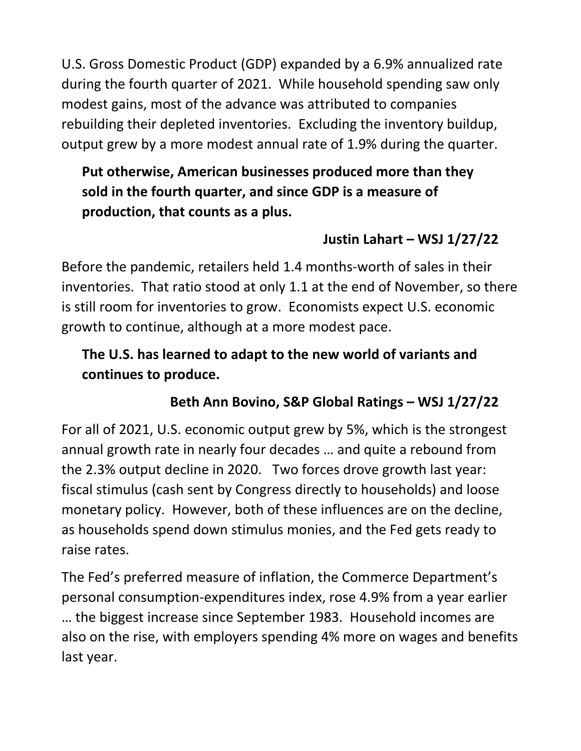U.S. Gross Domestic Product (GDP) expanded by a 6.9% annualized rate during the fourth quarter of 2021. While household spending saw only modest gains, most of the advance was attributed to companies rebuilding their depleted inventories. Excluding the inventory buildup, output grew by a more modest annual rate of 1.9% during the quarter.

> **Put otherwise, American businesses produced more than they sold in the fourth quarter, and since GDP is a measure of production, that counts as a plus.**
>
> **Justin Lahart – WSJ 1/27/22**

Before the pandemic, retailers held 1.4 months-worth of sales in their inventories. That ratio stood at only 1.1 at the end of November, so there is still room for inventories to grow. Economists expect U.S. economic growth to continue, although at a more modest pace.

> **The U.S. has learned to adapt to the new world of variants and continues to produce.**
>
> **Beth Ann Bovino, S&P Global Ratings – WSJ 1/27/22**

For all of 2021, U.S. economic output grew by 5%, which is the strongest annual growth rate in nearly four decades … and quite a rebound from the 2.3% output decline in 2020. Two forces drove growth last year: fiscal stimulus (cash sent by Congress directly to households) and loose monetary policy. However, both of these influences are on the decline, as households spend down stimulus monies, and the Fed gets ready to raise rates.

The Fed's preferred measure of inflation, the Commerce Department's personal consumption-expenditures index, rose 4.9% from a year earlier … the biggest increase since September 1983. Household incomes are also on the rise, with employers spending 4% more on wages and benefits last year.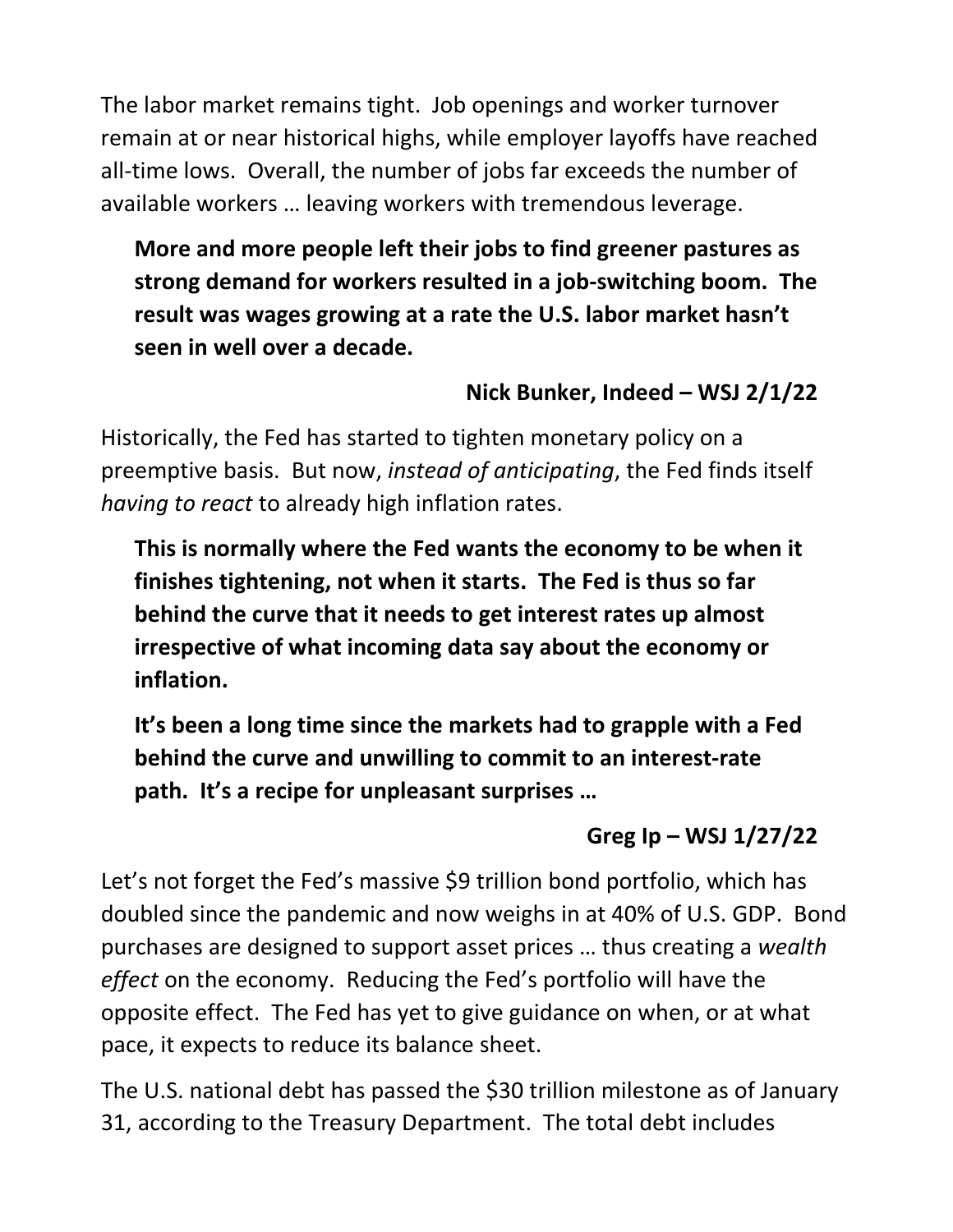The labor market remains tight. Job openings and worker turnover remain at or near historical highs, while employer layoffs have reached all-time lows. Overall, the number of jobs far exceeds the number of available workers … leaving workers with tremendous leverage.

> **More and more people left their jobs to find greener pastures as strong demand for workers resulted in a job-switching boom. The result was wages growing at a rate the U.S. labor market hasn't seen in well over a decade.**
>
> **Nick Bunker, Indeed – WSJ 2/1/22**

Historically, the Fed has started to tighten monetary policy on a preemptive basis. But now, *instead of anticipating*, the Fed finds itself *having to react* to already high inflation rates.

> **This is normally where the Fed wants the economy to be when it finishes tightening, not when it starts. The Fed is thus so far behind the curve that it needs to get interest rates up almost irrespective of what incoming data say about the economy or inflation.**
>
> **It's been a long time since the markets had to grapple with a Fed behind the curve and unwilling to commit to an interest-rate path. It's a recipe for unpleasant surprises …**
>
> **Greg Ip – WSJ 1/27/22**

Let's not forget the Fed's massive $9 trillion bond portfolio, which has doubled since the pandemic and now weighs in at 40% of U.S. GDP. Bond purchases are designed to support asset prices … thus creating a *wealth effect* on the economy. Reducing the Fed's portfolio will have the opposite effect. The Fed has yet to give guidance on when, or at what pace, it expects to reduce its balance sheet.

The U.S. national debt has passed the $30 trillion milestone as of January 31, according to the Treasury Department. The total debt includes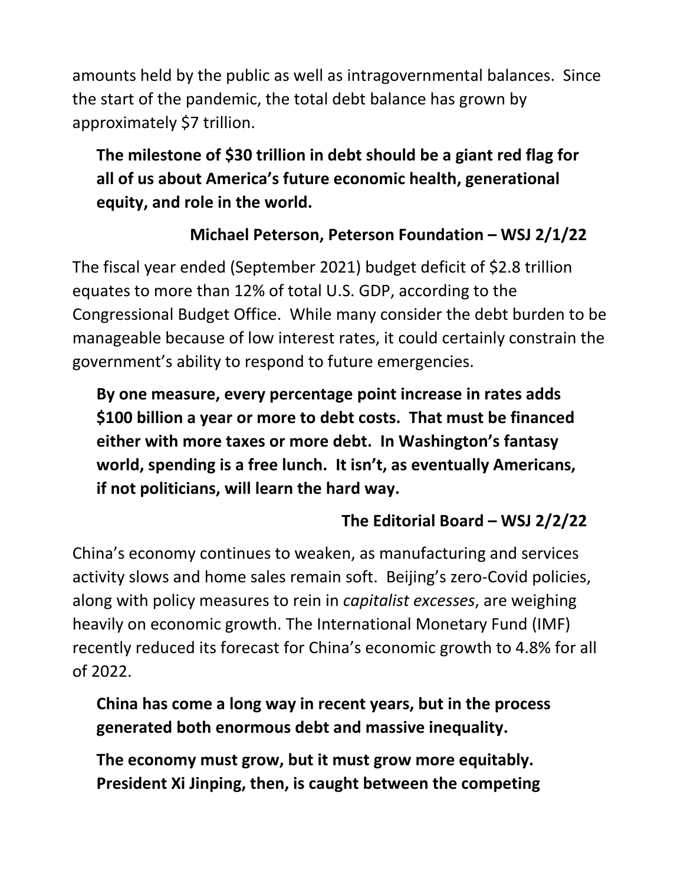amounts held by the public as well as intragovernmental balances. Since the start of the pandemic, the total debt balance has grown by approximately $7 trillion.

> **The milestone of $30 trillion in debt should be a giant red flag for all of us about America's future economic health, generational equity, and role in the world.**
>
> **Michael Peterson, Peterson Foundation – WSJ 2/1/22**

The fiscal year ended (September 2021) budget deficit of $2.8 trillion equates to more than 12% of total U.S. GDP, according to the Congressional Budget Office. While many consider the debt burden to be manageable because of low interest rates, it could certainly constrain the government's ability to respond to future emergencies.

> **By one measure, every percentage point increase in rates adds $100 billion a year or more to debt costs. That must be financed either with more taxes or more debt. In Washington's fantasy world, spending is a free lunch. It isn't, as eventually Americans, if not politicians, will learn the hard way.**
>
> **The Editorial Board – WSJ 2/2/22**

China's economy continues to weaken, as manufacturing and services activity slows and home sales remain soft. Beijing's zero-Covid policies, along with policy measures to rein in *capitalist excesses*, are weighing heavily on economic growth. The International Monetary Fund (IMF) recently reduced its forecast for China's economic growth to 4.8% for all of 2022.

> **China has come a long way in recent years, but in the process generated both enormous debt and massive inequality.**
>
> **The economy must grow, but it must grow more equitably. President Xi Jinping, then, is caught between the competing**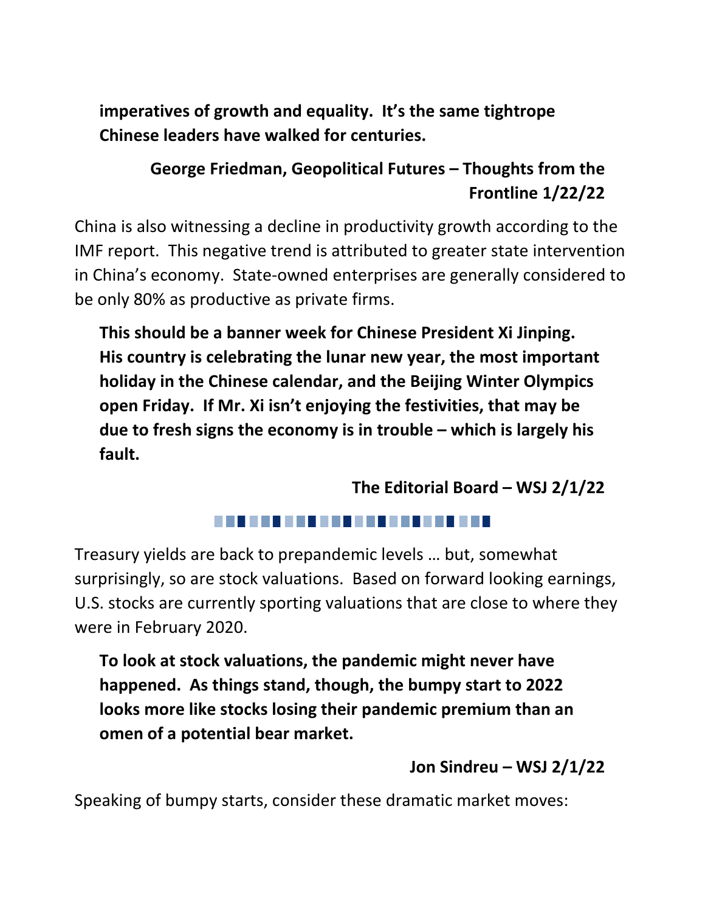**imperatives of growth and equality. It's the same tightrope Chinese leaders have walked for centuries.**

**George Friedman, Geopolitical Futures – Thoughts from the Frontline 1/22/22**

China is also witnessing a decline in productivity growth according to the IMF report. This negative trend is attributed to greater state intervention in China's economy. State-owned enterprises are generally considered to be only 80% as productive as private firms.

**This should be a banner week for Chinese President Xi Jinping. His country is celebrating the lunar new year, the most important holiday in the Chinese calendar, and the Beijing Winter Olympics open Friday. If Mr. Xi isn't enjoying the festivities, that may be due to fresh signs the economy is in trouble – which is largely his fault.**

**The Editorial Board – WSJ 2/1/22**

---

Treasury yields are back to prepandemic levels … but, somewhat surprisingly, so are stock valuations. Based on forward looking earnings, U.S. stocks are currently sporting valuations that are close to where they were in February 2020.

**To look at stock valuations, the pandemic might never have happened. As things stand, though, the bumpy start to 2022 looks more like stocks losing their pandemic premium than an omen of a potential bear market.**

**Jon Sindreu – WSJ 2/1/22**

Speaking of bumpy starts, consider these dramatic market moves: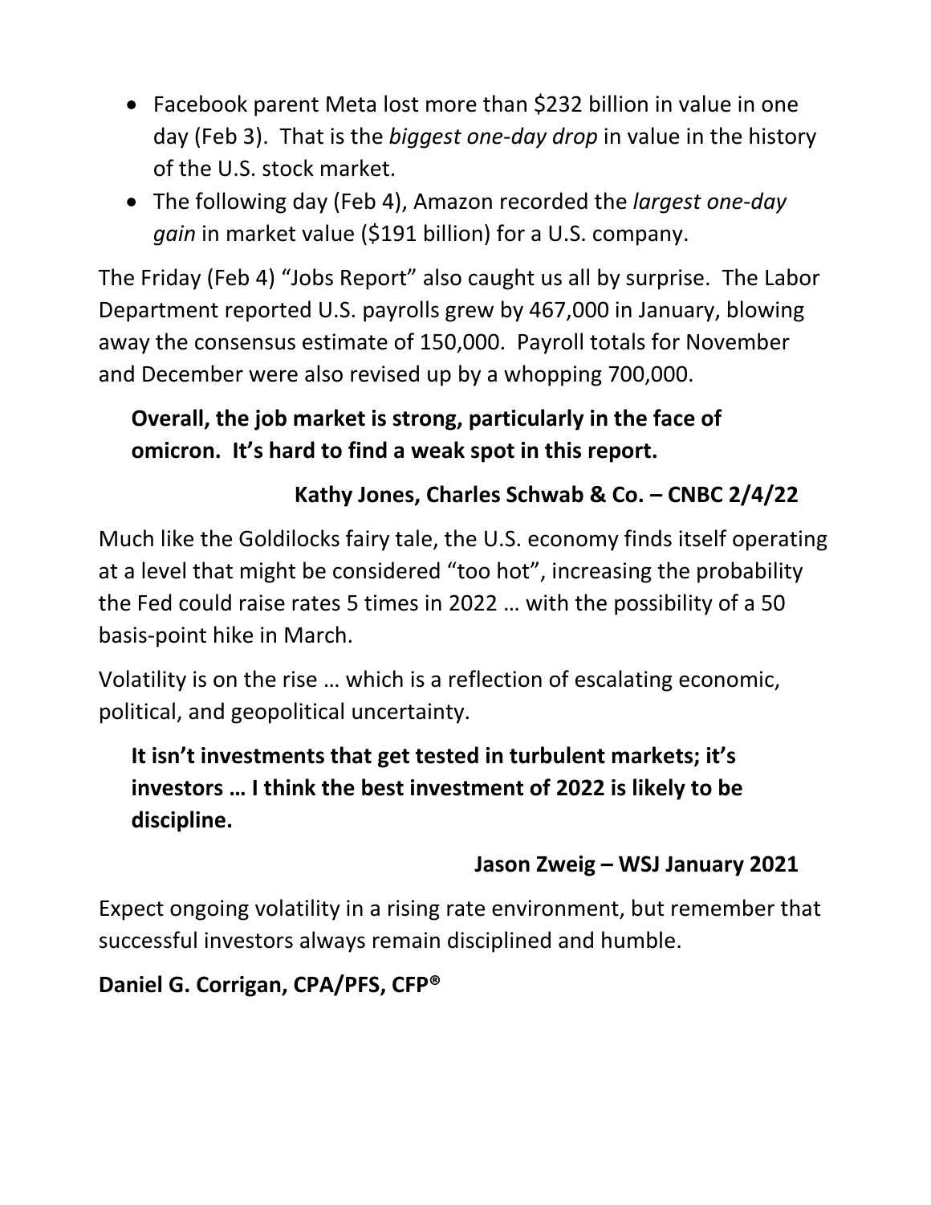- Facebook parent Meta lost more than $232 billion in value in one day (Feb 3). That is the *biggest one-day drop* in value in the history of the U.S. stock market.
- The following day (Feb 4), Amazon recorded the *largest one-day gain* in market value ($191 billion) for a U.S. company.

The Friday (Feb 4) "Jobs Report" also caught us all by surprise. The Labor Department reported U.S. payrolls grew by 467,000 in January, blowing away the consensus estimate of 150,000. Payroll totals for November and December were also revised up by a whopping 700,000.

> **Overall, the job market is strong, particularly in the face of omicron. It's hard to find a weak spot in this report.**
>
> **Kathy Jones, Charles Schwab & Co. – CNBC 2/4/22**

Much like the Goldilocks fairy tale, the U.S. economy finds itself operating at a level that might be considered "too hot", increasing the probability the Fed could raise rates 5 times in 2022 … with the possibility of a 50 basis-point hike in March.

Volatility is on the rise … which is a reflection of escalating economic, political, and geopolitical uncertainty.

> **It isn't investments that get tested in turbulent markets; it's investors … I think the best investment of 2022 is likely to be discipline.**
>
> **Jason Zweig – WSJ January 2021**

Expect ongoing volatility in a rising rate environment, but remember that successful investors always remain disciplined and humble.

**Daniel G. Corrigan, CPA/PFS, CFP®**